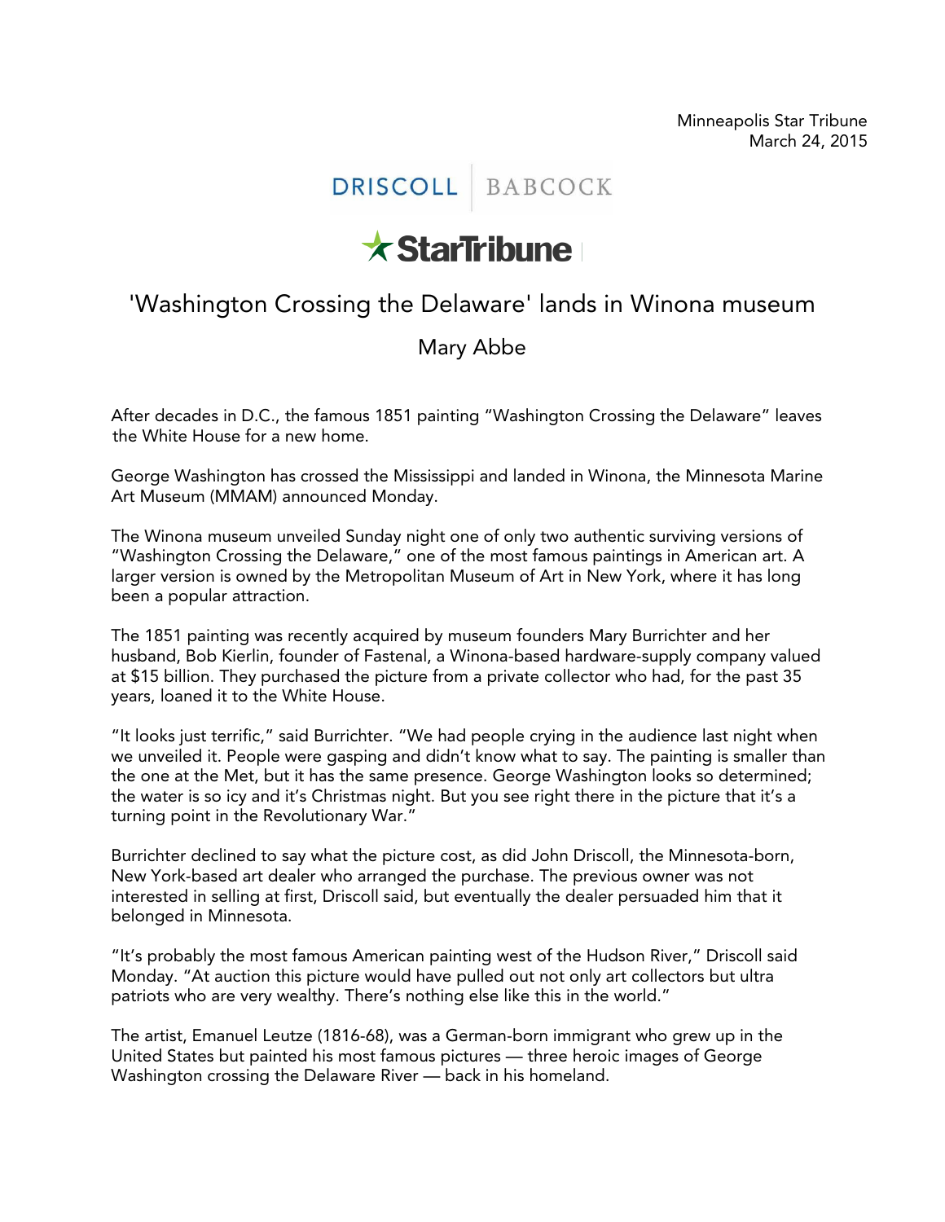Minneapolis Star Tribune
March 24, 2015

DRISCOLL | BABCOCK

StarTribune

# 'Washington Crossing the Delaware' lands in Winona museum

Mary Abbe

After decades in D.C., the famous 1851 painting "Washington Crossing the Delaware" leaves the White House for a new home.

George Washington has crossed the Mississippi and landed in Winona, the Minnesota Marine Art Museum (MMAM) announced Monday.

The Winona museum unveiled Sunday night one of only two authentic surviving versions of "Washington Crossing the Delaware," one of the most famous paintings in American art. A larger version is owned by the Metropolitan Museum of Art in New York, where it has long been a popular attraction.

The 1851 painting was recently acquired by museum founders Mary Burrichter and her husband, Bob Kierlin, founder of Fastenal, a Winona-based hardware-supply company valued at $15 billion. They purchased the picture from a private collector who had, for the past 35 years, loaned it to the White House.

"It looks just terrific," said Burrichter. "We had people crying in the audience last night when we unveiled it. People were gasping and didn't know what to say. The painting is smaller than the one at the Met, but it has the same presence. George Washington looks so determined; the water is so icy and it's Christmas night. But you see right there in the picture that it's a turning point in the Revolutionary War."

Burrichter declined to say what the picture cost, as did John Driscoll, the Minnesota-born, New York-based art dealer who arranged the purchase. The previous owner was not interested in selling at first, Driscoll said, but eventually the dealer persuaded him that it belonged in Minnesota.

"It's probably the most famous American painting west of the Hudson River," Driscoll said Monday. "At auction this picture would have pulled out not only art collectors but ultra patriots who are very wealthy. There's nothing else like this in the world."

The artist, Emanuel Leutze (1816-68), was a German-born immigrant who grew up in the United States but painted his most famous pictures — three heroic images of George Washington crossing the Delaware River — back in his homeland.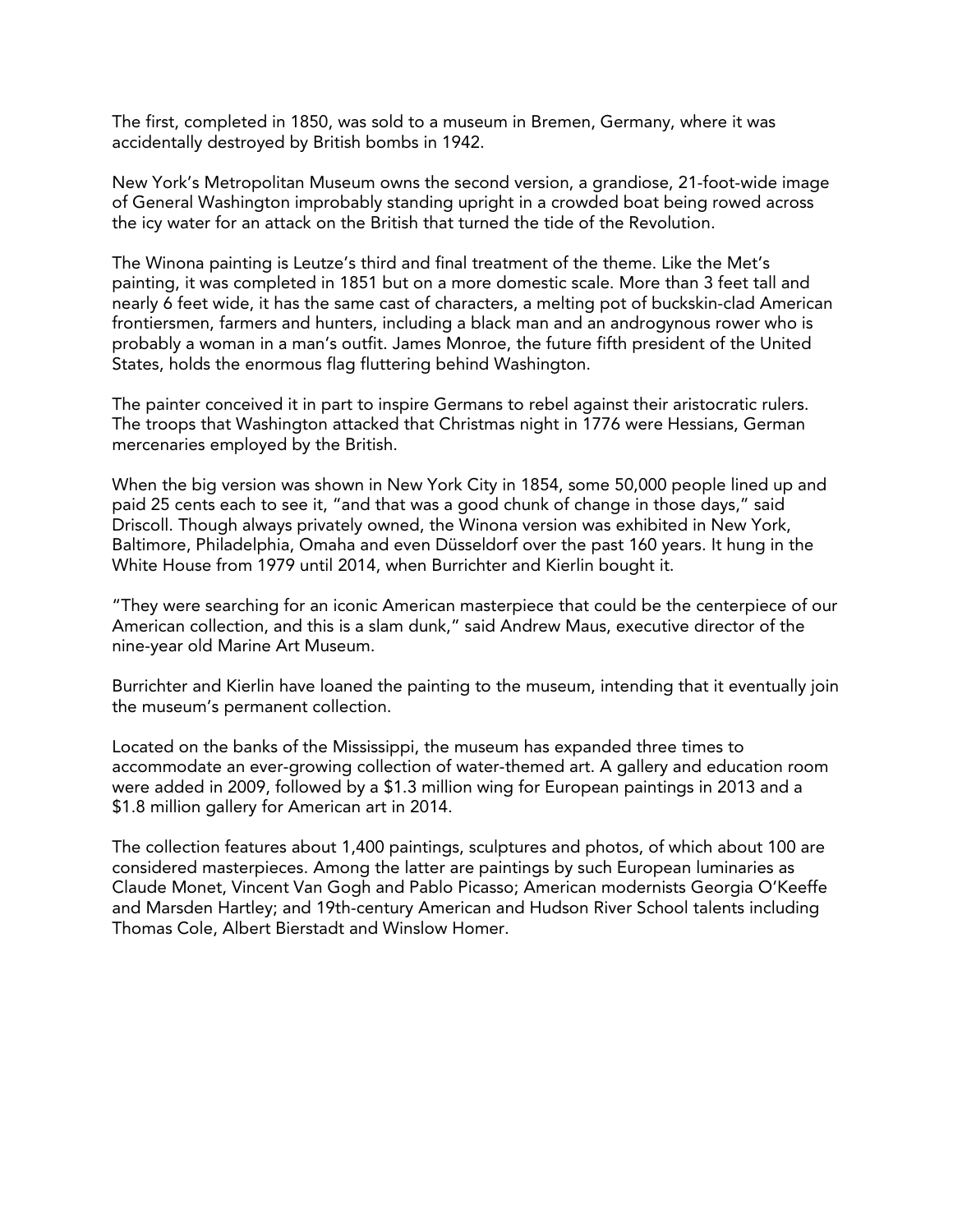The first, completed in 1850, was sold to a museum in Bremen, Germany, where it was accidentally destroyed by British bombs in 1942.

New York's Metropolitan Museum owns the second version, a grandiose, 21-foot-wide image of General Washington improbably standing upright in a crowded boat being rowed across the icy water for an attack on the British that turned the tide of the Revolution.

The Winona painting is Leutze's third and final treatment of the theme. Like the Met's painting, it was completed in 1851 but on a more domestic scale. More than 3 feet tall and nearly 6 feet wide, it has the same cast of characters, a melting pot of buckskin-clad American frontiersmen, farmers and hunters, including a black man and an androgynous rower who is probably a woman in a man's outfit. James Monroe, the future fifth president of the United States, holds the enormous flag fluttering behind Washington.

The painter conceived it in part to inspire Germans to rebel against their aristocratic rulers. The troops that Washington attacked that Christmas night in 1776 were Hessians, German mercenaries employed by the British.

When the big version was shown in New York City in 1854, some 50,000 people lined up and paid 25 cents each to see it, "and that was a good chunk of change in those days," said Driscoll. Though always privately owned, the Winona version was exhibited in New York, Baltimore, Philadelphia, Omaha and even Düsseldorf over the past 160 years. It hung in the White House from 1979 until 2014, when Burrichter and Kierlin bought it.

"They were searching for an iconic American masterpiece that could be the centerpiece of our American collection, and this is a slam dunk," said Andrew Maus, executive director of the nine-year old Marine Art Museum.

Burrichter and Kierlin have loaned the painting to the museum, intending that it eventually join the museum's permanent collection.

Located on the banks of the Mississippi, the museum has expanded three times to accommodate an ever-growing collection of water-themed art. A gallery and education room were added in 2009, followed by a $1.3 million wing for European paintings in 2013 and a $1.8 million gallery for American art in 2014.

The collection features about 1,400 paintings, sculptures and photos, of which about 100 are considered masterpieces. Among the latter are paintings by such European luminaries as Claude Monet, Vincent Van Gogh and Pablo Picasso; American modernists Georgia O'Keeffe and Marsden Hartley; and 19th-century American and Hudson River School talents including Thomas Cole, Albert Bierstadt and Winslow Homer.